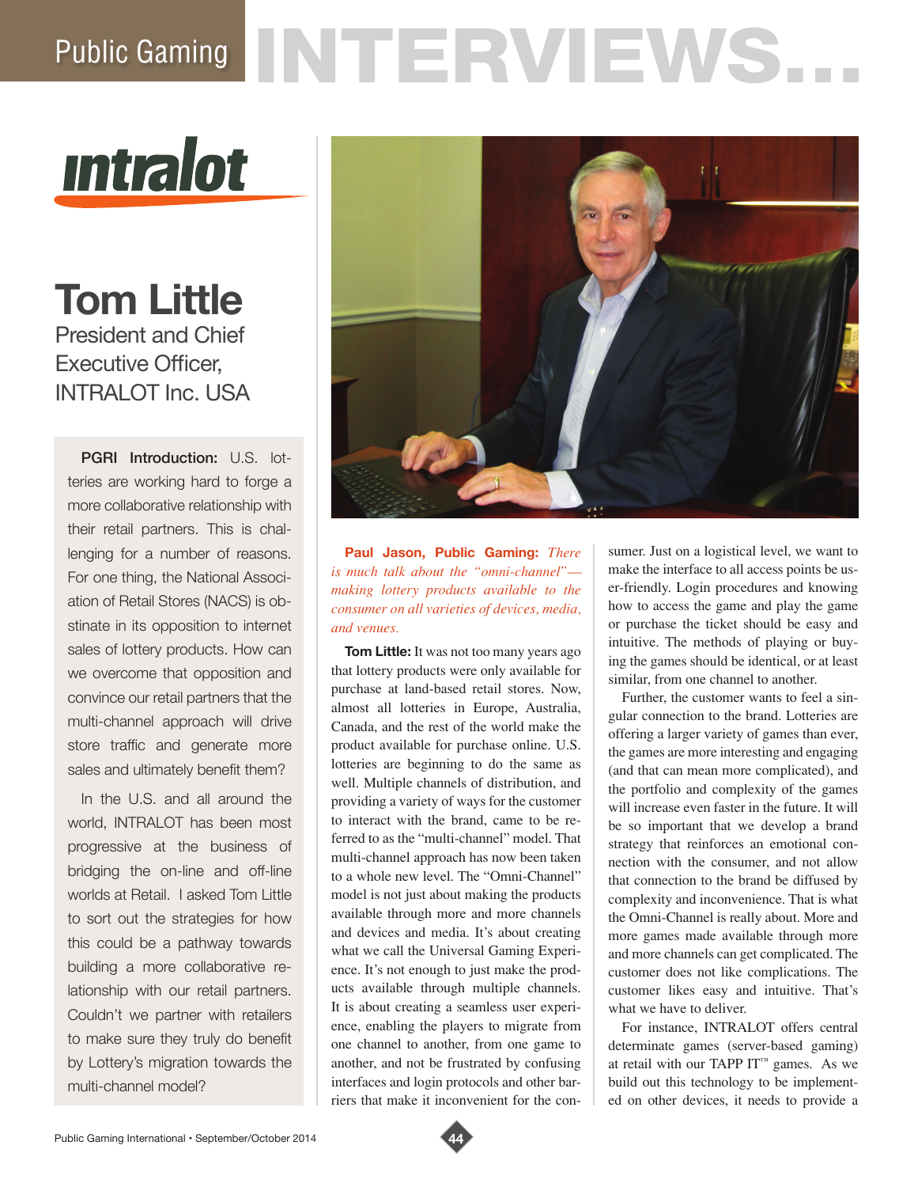# Public Gaming INTERVIEWS...

intralot

## Tom Little

President and Chief Executive Officer, INTRALOT Inc. USA

**PGRI Introduction:** U.S. lotteries are working hard to forge a more collaborative relationship with their retail partners. This is challenging for a number of reasons. For one thing, the National Association of Retail Stores (NACS) is obstinate in its opposition to internet sales of lottery products. How can we overcome that opposition and convince our retail partners that the multi-channel approach will drive store traffic and generate more sales and ultimately benefit them?

In the U.S. and all around the world, INTRALOT has been most progressive at the business of bridging the on-line and off-line worlds at Retail. I asked Tom Little to sort out the strategies for how this could be a pathway towards building a more collaborative relationship with our retail partners. Couldn't we partner with retailers to make sure they truly do benefit by Lottery's migration towards the multi-channel model?

**Paul Jason, Public Gaming:** *There is much talk about the "omni-channel"—making lottery products available to the consumer on all varieties of devices, media, and venues.*

**Tom Little:** It was not too many years ago that lottery products were only available for purchase at land-based retail stores. Now, almost all lotteries in Europe, Australia, Canada, and the rest of the world make the product available for purchase online. U.S. lotteries are beginning to do the same as well. Multiple channels of distribution, and providing a variety of ways for the customer to interact with the brand, came to be referred to as the "multi-channel" model. That multi-channel approach has now been taken to a whole new level. The "Omni-Channel" model is not just about making the products available through more and more channels and devices and media. It's about creating what we call the Universal Gaming Experience. It's not enough to just make the products available through multiple channels. It is about creating a seamless user experience, enabling the players to migrate from one channel to another, from one game to another, and not be frustrated by confusing interfaces and login protocols and other barriers that make it inconvenient for the consumer. Just on a logistical level, we want to make the interface to all access points be user-friendly. Login procedures and knowing how to access the game and play the game or purchase the ticket should be easy and intuitive. The methods of playing or buying the games should be identical, or at least similar, from one channel to another.

Further, the customer wants to feel a singular connection to the brand. Lotteries are offering a larger variety of games than ever, the games are more interesting and engaging (and that can mean more complicated), and the portfolio and complexity of the games will increase even faster in the future. It will be so important that we develop a brand strategy that reinforces an emotional connection with the consumer, and not allow that connection to the brand be diffused by complexity and inconvenience. That is what the Omni-Channel is really about. More and more games made available through more and more channels can get complicated. The customer does not like complications. The customer likes easy and intuitive. That's what we have to deliver.

For instance, INTRALOT offers central determinate games (server-based gaming) at retail with our TAPP IT™ games. As we build out this technology to be implemented on other devices, it needs to provide a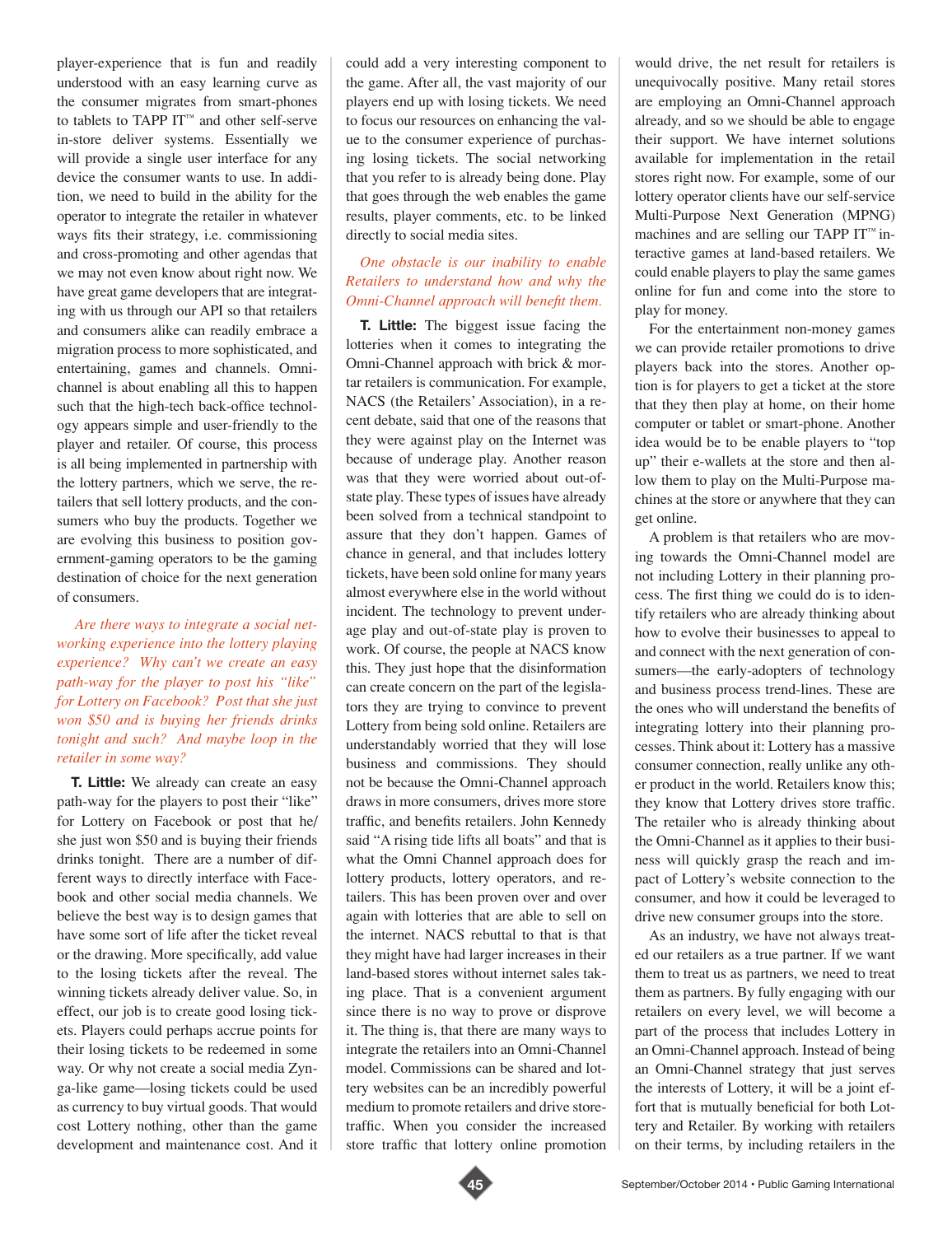player-experience that is fun and readily understood with an easy learning curve as the consumer migrates from smart-phones to tablets to TAPP IT™ and other self-serve in-store deliver systems. Essentially we will provide a single user interface for any device the consumer wants to use. In addition, we need to build in the ability for the operator to integrate the retailer in whatever ways fits their strategy, i.e. commissioning and cross-promoting and other agendas that we may not even know about right now. We have great game developers that are integrating with us through our API so that retailers and consumers alike can readily embrace a migration process to more sophisticated, and entertaining, games and channels. Omni-channel is about enabling all this to happen such that the high-tech back-office technology appears simple and user-friendly to the player and retailer. Of course, this process is all being implemented in partnership with the lottery partners, which we serve, the retailers that sell lottery products, and the consumers who buy the products. Together we are evolving this business to position government-gaming operators to be the gaming destination of choice for the next generation of consumers.

*Are there ways to integrate a social networking experience into the lottery playing experience? Why can't we create an easy path-way for the player to post his "like" for Lottery on Facebook? Post that she just won $50 and is buying her friends drinks tonight and such? And maybe loop in the retailer in some way?*

**T. Little:** We already can create an easy path-way for the players to post their "like" for Lottery on Facebook or post that he/she just won $50 and is buying their friends drinks tonight. There are a number of different ways to directly interface with Facebook and other social media channels. We believe the best way is to design games that have some sort of life after the ticket reveal or the drawing. More specifically, add value to the losing tickets after the reveal. The winning tickets already deliver value. So, in effect, our job is to create good losing tickets. Players could perhaps accrue points for their losing tickets to be redeemed in some way. Or why not create a social media Zynga-like game—losing tickets could be used as currency to buy virtual goods. That would cost Lottery nothing, other than the game development and maintenance cost. And it could add a very interesting component to the game. After all, the vast majority of our players end up with losing tickets. We need to focus our resources on enhancing the value to the consumer experience of purchasing losing tickets. The social networking that you refer to is already being done. Play that goes through the web enables the game results, player comments, etc. to be linked directly to social media sites.

*One obstacle is our inability to enable Retailers to understand how and why the Omni-Channel approach will benefit them.*

**T. Little:** The biggest issue facing the lotteries when it comes to integrating the Omni-Channel approach with brick & mortar retailers is communication. For example, NACS (the Retailers' Association), in a recent debate, said that one of the reasons that they were against play on the Internet was because of underage play. Another reason was that they were worried about out-of-state play. These types of issues have already been solved from a technical standpoint to assure that they don't happen. Games of chance in general, and that includes lottery tickets, have been sold online for many years almost everywhere else in the world without incident. The technology to prevent underage play and out-of-state play is proven to work. Of course, the people at NACS know this. They just hope that the disinformation can create concern on the part of the legislators they are trying to convince to prevent Lottery from being sold online. Retailers are understandably worried that they will lose business and commissions. They should not be because the Omni-Channel approach draws in more consumers, drives more store traffic, and benefits retailers. John Kennedy said "A rising tide lifts all boats" and that is what the Omni Channel approach does for lottery products, lottery operators, and retailers. This has been proven over and over again with lotteries that are able to sell on the internet. NACS rebuttal to that is that they might have had larger increases in their land-based stores without internet sales taking place. That is a convenient argument since there is no way to prove or disprove it. The thing is, that there are many ways to integrate the retailers into an Omni-Channel model. Commissions can be shared and lottery websites can be an incredibly powerful medium to promote retailers and drive store-traffic. When you consider the increased store traffic that lottery online promotion would drive, the net result for retailers is unequivocally positive. Many retail stores are employing an Omni-Channel approach already, and so we should be able to engage their support. We have internet solutions available for implementation in the retail stores right now. For example, some of our lottery operator clients have our self-service Multi-Purpose Next Generation (MPNG) machines and are selling our TAPP IT™ interactive games at land-based retailers. We could enable players to play the same games online for fun and come into the store to play for money.

For the entertainment non-money games we can provide retailer promotions to drive players back into the stores. Another option is for players to get a ticket at the store that they then play at home, on their home computer or tablet or smart-phone. Another idea would be to be enable players to "top up" their e-wallets at the store and then allow them to play on the Multi-Purpose machines at the store or anywhere that they can get online.

A problem is that retailers who are moving towards the Omni-Channel model are not including Lottery in their planning process. The first thing we could do is to identify retailers who are already thinking about how to evolve their businesses to appeal to and connect with the next generation of consumers—the early-adopters of technology and business process trend-lines. These are the ones who will understand the benefits of integrating lottery into their planning processes. Think about it: Lottery has a massive consumer connection, really unlike any other product in the world. Retailers know this; they know that Lottery drives store traffic. The retailer who is already thinking about the Omni-Channel as it applies to their business will quickly grasp the reach and impact of Lottery's website connection to the consumer, and how it could be leveraged to drive new consumer groups into the store.

As an industry, we have not always treated our retailers as a true partner. If we want them to treat us as partners, we need to treat them as partners. By fully engaging with our retailers on every level, we will become a part of the process that includes Lottery in an Omni-Channel approach. Instead of being an Omni-Channel strategy that just serves the interests of Lottery, it will be a joint effort that is mutually beneficial for both Lottery and Retailer. By working with retailers on their terms, by including retailers in the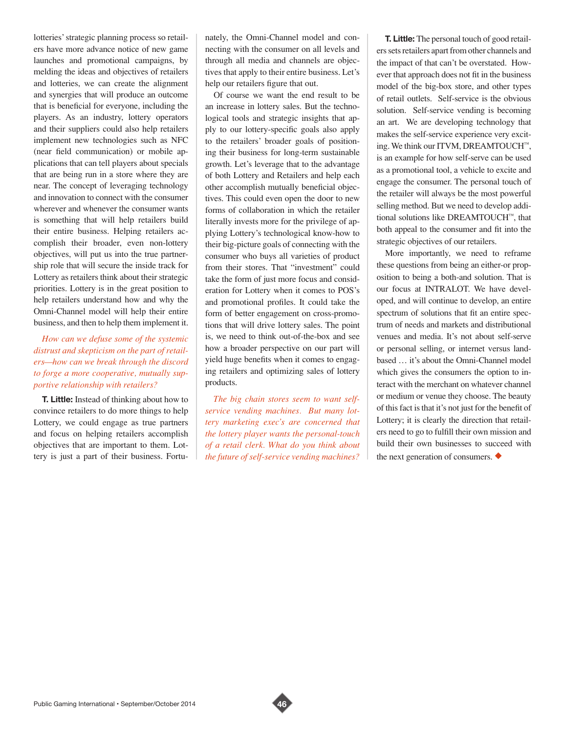lotteries' strategic planning process so retailers have more advance notice of new game launches and promotional campaigns, by melding the ideas and objectives of retailers and lotteries, we can create the alignment and synergies that will produce an outcome that is beneficial for everyone, including the players. As an industry, lottery operators and their suppliers could also help retailers implement new technologies such as NFC (near field communication) or mobile applications that can tell players about specials that are being run in a store where they are near. The concept of leveraging technology and innovation to connect with the consumer wherever and whenever the consumer wants is something that will help retailers build their entire business. Helping retailers accomplish their broader, even non-lottery objectives, will put us into the true partnership role that will secure the inside track for Lottery as retailers think about their strategic priorities. Lottery is in the great position to help retailers understand how and why the Omni-Channel model will help their entire business, and then to help them implement it.

*How can we defuse some of the systemic distrust and skepticism on the part of retailers—how can we break through the discord to forge a more cooperative, mutually supportive relationship with retailers?*

**T. Little:** Instead of thinking about how to convince retailers to do more things to help Lottery, we could engage as true partners and focus on helping retailers accomplish objectives that are important to them. Lottery is just a part of their business. Fortunately, the Omni-Channel model and connecting with the consumer on all levels and through all media and channels are objectives that apply to their entire business. Let's help our retailers figure that out.

Of course we want the end result to be an increase in lottery sales. But the technological tools and strategic insights that apply to our lottery-specific goals also apply to the retailers' broader goals of positioning their business for long-term sustainable growth. Let's leverage that to the advantage of both Lottery and Retailers and help each other accomplish mutually beneficial objectives. This could even open the door to new forms of collaboration in which the retailer literally invests more for the privilege of applying Lottery's technological know-how to their big-picture goals of connecting with the consumer who buys all varieties of product from their stores. That "investment" could take the form of just more focus and consideration for Lottery when it comes to POS's and promotional profiles. It could take the form of better engagement on cross-promotions that will drive lottery sales. The point is, we need to think out-of-the-box and see how a broader perspective on our part will yield huge benefits when it comes to engaging retailers and optimizing sales of lottery products.

*The big chain stores seem to want self-service vending machines. But many lottery marketing exec's are concerned that the lottery player wants the personal-touch of a retail clerk. What do you think about the future of self-service vending machines?*

**T. Little:** The personal touch of good retailers sets retailers apart from other channels and the impact of that can't be overstated. However that approach does not fit in the business model of the big-box store, and other types of retail outlets. Self-service is the obvious solution. Self-service vending is becoming an art. We are developing technology that makes the self-service experience very exciting. We think our ITVM, DREAMTOUCH™, is an example for how self-serve can be used as a promotional tool, a vehicle to excite and engage the consumer. The personal touch of the retailer will always be the most powerful selling method. But we need to develop additional solutions like DREAMTOUCH™, that both appeal to the consumer and fit into the strategic objectives of our retailers.

More importantly, we need to reframe these questions from being an either-or proposition to being a both-and solution. That is our focus at INTRALOT. We have developed, and will continue to develop, an entire spectrum of solutions that fit an entire spectrum of needs and markets and distributional venues and media. It's not about self-serve or personal selling, or internet versus land-based … it's about the Omni-Channel model which gives the consumers the option to interact with the merchant on whatever channel or medium or venue they choose. The beauty of this fact is that it's not just for the benefit of Lottery; it is clearly the direction that retailers need to go to fulfill their own mission and build their own businesses to succeed with the next generation of consumers. ◆